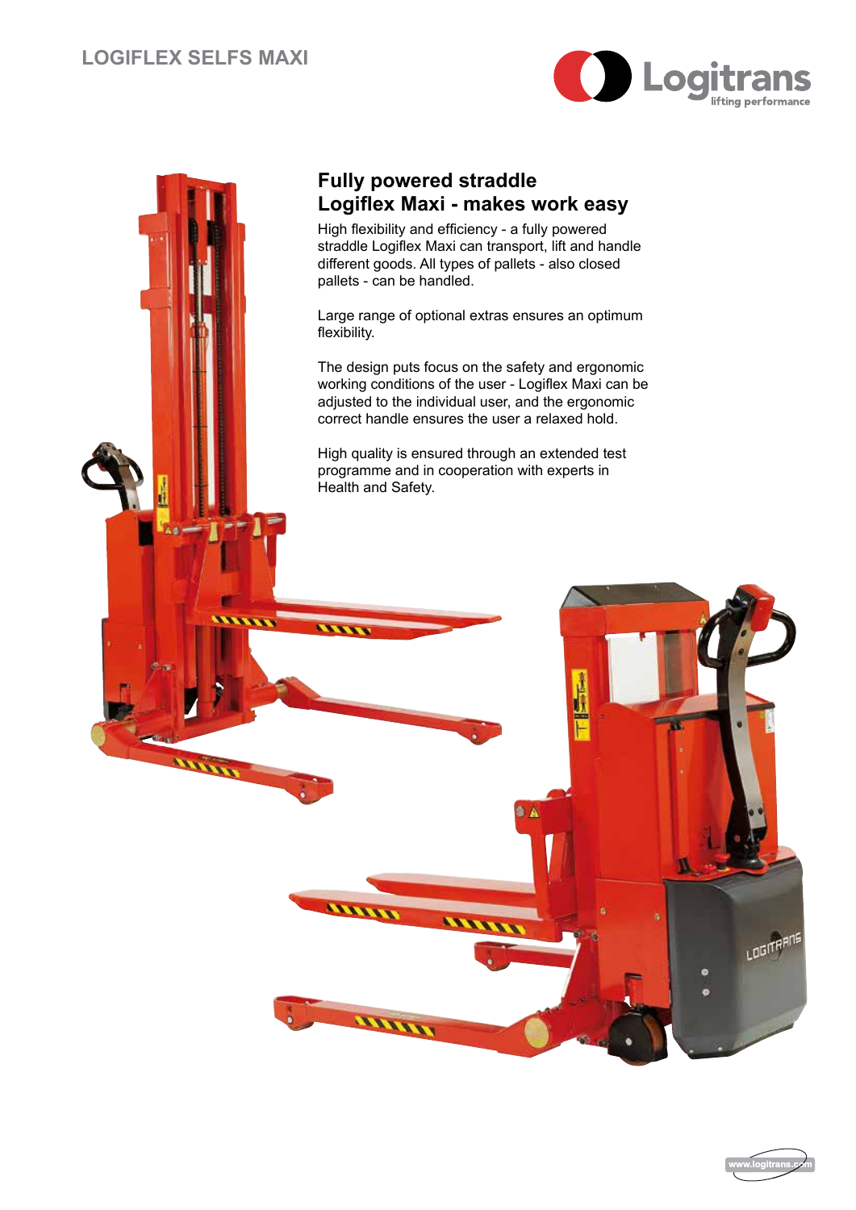# LOGIFLEX SELFS MAXI

Logitrans
lifting performance

## Fully powered straddle Logiflex Maxi - makes work easy

High flexibility and efficiency - a fully powered straddle Logiflex Maxi can transport, lift and handle different goods. All types of pallets - also closed pallets - can be handled.

Large range of optional extras ensures an optimum flexibility.

The design puts focus on the safety and ergonomic working conditions of the user - Logiflex Maxi can be adjusted to the individual user, and the ergonomic correct handle ensures the user a relaxed hold.

High quality is ensured through an extended test programme and in cooperation with experts in Health and Safety.

www.logitrans.com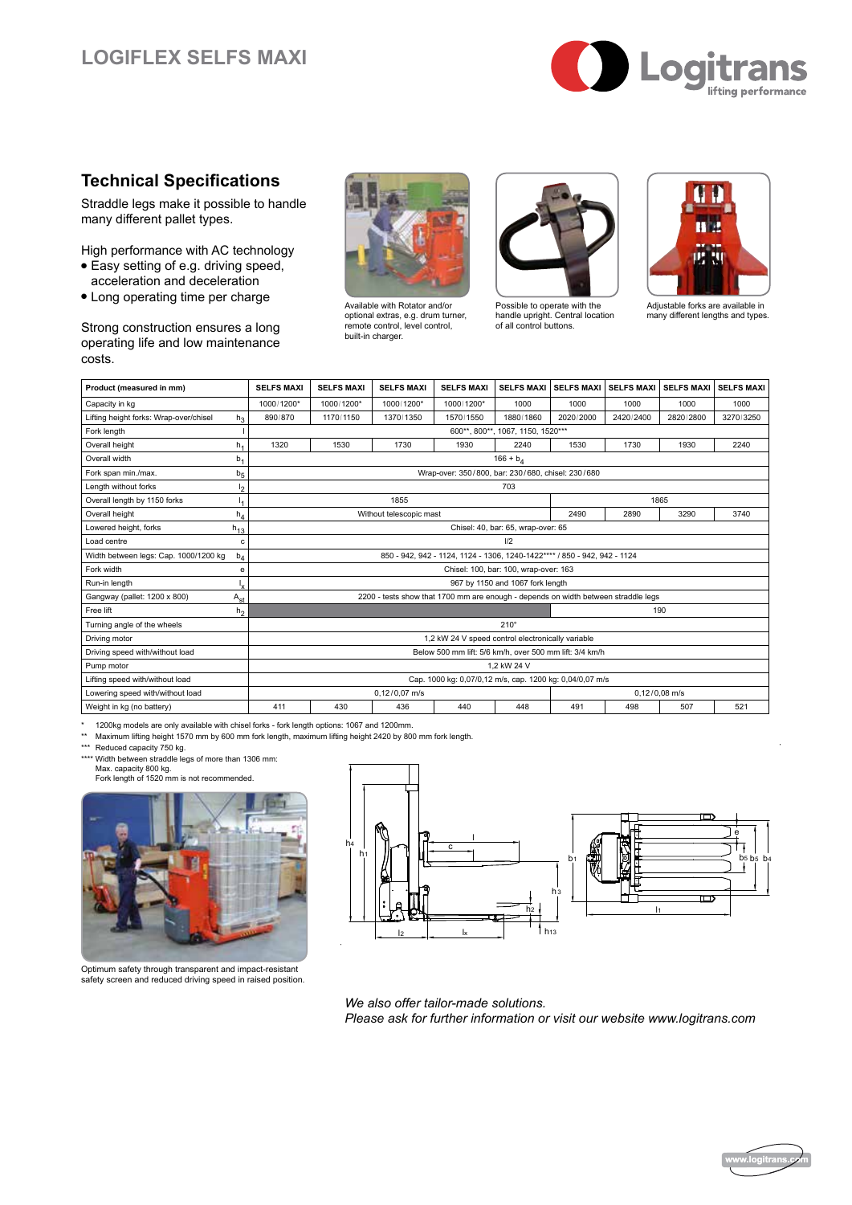## LOGIFLEX SELFS MAXI

## Technical Specifications

Straddle legs make it possible to handle many different pallet types.

High performance with AC technology
- Easy setting of e.g. driving speed, acceleration and deceleration
- Long operating time per charge

Strong construction ensures a long operating life and low maintenance costs.

Available with Rotator and/or optional extras, e.g. drum turner, remote control, level control, built-in charger.

Possible to operate with the handle upright. Central location of all control buttons.

Adjustable forks are available in many different lengths and types.

| Product (measured in mm) | | SELFS MAXI | SELFS MAXI | SELFS MAXI | SELFS MAXI | SELFS MAXI | SELFS MAXI | SELFS MAXI | SELFS MAXI | SELFS MAXI |
|---|---|---|---|---|---|---|---|---|---|---|
| Capacity in kg | | 1000/1200* | 1000/1200* | 1000/1200* | 1000/1200* | 1000 | 1000 | 1000 | 1000 | 1000 |
| Lifting height forks: Wrap-over/chisel | $h_3$ | 890/870 | 1170/1150 | 1370/1350 | 1570/1550 | 1880/1860 | 2020/2000 | 2420/2400 | 2820/2800 | 3270/3250 |
| Fork length | l | 600**, 800**, 1067, 1150, 1520*** | | | | | | | | |
| Overall height | $h_1$ | 1320 | 1530 | 1730 | 1930 | 2240 | 1530 | 1730 | 1930 | 2240 |
| Overall width | $b_1$ | 166 + $b_4$ | | | | | | | | |
| Fork span min./max. | $b_5$ | Wrap-over: 350/800, bar: 230/680, chisel: 230/680 | | | | | | | | |
| Length without forks | $l_2$ | 703 | | | | | | | | |
| Overall length by 1150 forks | $l_1$ | 1855 | | | | | 1865 | | | |
| Overall height | $h_4$ | Without telescopic mast | | | | | 2490 | 2890 | 3290 | 3740 |
| Lowered height, forks | $h_{13}$ | Chisel: 40, bar: 65, wrap-over: 65 | | | | | | | | |
| Load centre | c | l/2 | | | | | | | | |
| Width between legs: Cap. 1000/1200 kg | $b_4$ | 850 - 942, 942 - 1124, 1124 - 1306, 1240-1422**** / 850 - 942, 942 - 1124 | | | | | | | | |
| Fork width | e | Chisel: 100, bar: 100, wrap-over: 163 | | | | | | | | |
| Run-in length | $l_x$ | 967 by 1150 and 1067 fork length | | | | | | | | |
| Gangway (pallet: 1200 x 800) | $A_{st}$ | 2200 - tests show that 1700 mm are enough - depends on width between straddle legs | | | | | | | | |
| Free lift | $h_2$ | | | | | | 190 | | | |
| Turning angle of the wheels | | 210° | | | | | | | | |
| Driving motor | | 1,2 kW 24 V speed control electronically variable | | | | | | | | |
| Driving speed with/without load | | Below 500 mm lift: 5/6 km/h, over 500 mm lift: 3/4 km/h | | | | | | | | |
| Pump motor | | 1,2 kW 24 V | | | | | | | | |
| Lifting speed with/without load | | Cap. 1000 kg: 0,07/0,12 m/s, cap. 1200 kg: 0,04/0,07 m/s | | | | | | | | |
| Lowering speed with/without load | | 0,12/0,07 m/s | | | | | 0,12/0,08 m/s | | | |
| Weight in kg (no battery) | | 411 | 430 | 436 | 440 | 448 | 491 | 498 | 507 | 521 |

\* 1200kg models are only available with chisel forks - fork length options: 1067 and 1200mm.
** Maximum lifting height 1570 mm by 600 mm fork length, maximum lifting height 2420 by 800 mm fork length.
*** Reduced capacity 750 kg.
**** Width between straddle legs of more than 1306 mm:
Max. capacity 800 kg.
Fork length of 1520 mm is not recommended.

Optimum safety through transparent and impact-resistant safety screen and reduced driving speed in raised position.

h4
h1
c
l
h3
h2
l2
lx
h13
b1
e
b5 b5 b4
l1

*We also offer tailor-made solutions.*
*Please ask for further information or visit our website www.logitrans.com*